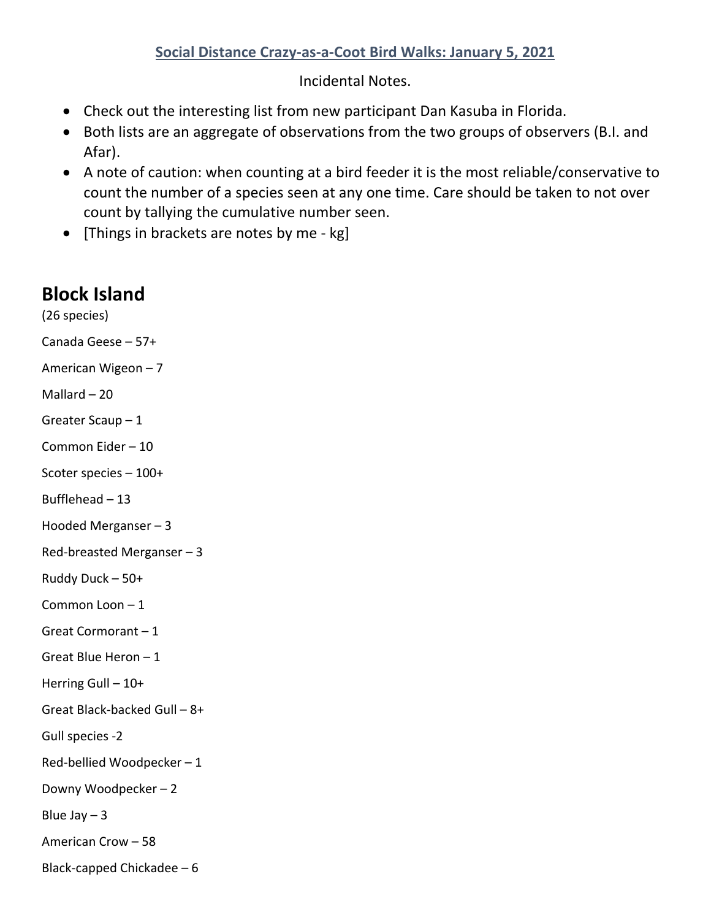# Social Distance Crazy-as-a-Coot Bird Walks: January 5, 2021

Incidental Notes.

- Check out the interesting list from new participant Dan Kasuba in Florida.
- Both lists are an aggregate of observations from the two groups of observers (B.I. and Afar).
- A note of caution: when counting at a bird feeder it is the most reliable/conservative to count the number of a species seen at any one time. Care should be taken to not over count by tallying the cumulative number seen.
- [Things in brackets are notes by me - kg]

## Block Island

(26 species)

Canada Geese – 57+

American Wigeon – 7

Mallard – 20

Greater Scaup – 1

Common Eider – 10

Scoter species – 100+

Bufflehead – 13

Hooded Merganser – 3

Red-breasted Merganser – 3

Ruddy Duck – 50+

Common Loon – 1

Great Cormorant – 1

Great Blue Heron – 1

Herring Gull – 10+

Great Black-backed Gull – 8+

Gull species -2

Red-bellied Woodpecker – 1

Downy Woodpecker – 2

Blue Jay – 3

American Crow – 58

Black-capped Chickadee – 6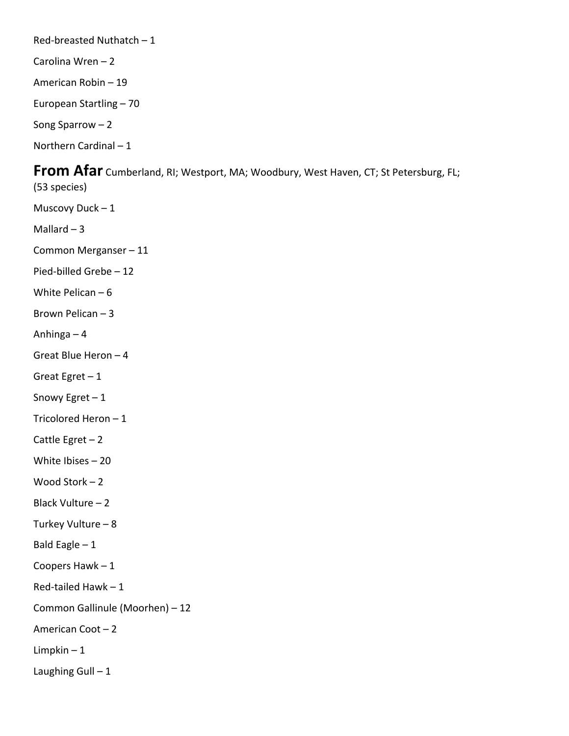Red-breasted Nuthatch – 1

Carolina Wren – 2

American Robin – 19

European Startling – 70

Song Sparrow – 2

Northern Cardinal – 1

## From Afar

Cumberland, RI; Westport, MA; Woodbury, West Haven, CT; St Petersburg, FL; (53 species)

Muscovy Duck – 1

Mallard – 3

Common Merganser – 11

Pied-billed Grebe – 12

White Pelican – 6

Brown Pelican – 3

Anhinga – 4

Great Blue Heron – 4

Great Egret – 1

Snowy Egret – 1

Tricolored Heron – 1

Cattle Egret – 2

White Ibises – 20

Wood Stork – 2

Black Vulture – 2

Turkey Vulture – 8

Bald Eagle – 1

Coopers Hawk – 1

Red-tailed Hawk – 1

Common Gallinule (Moorhen) – 12

American Coot – 2

Limpkin – 1

Laughing Gull – 1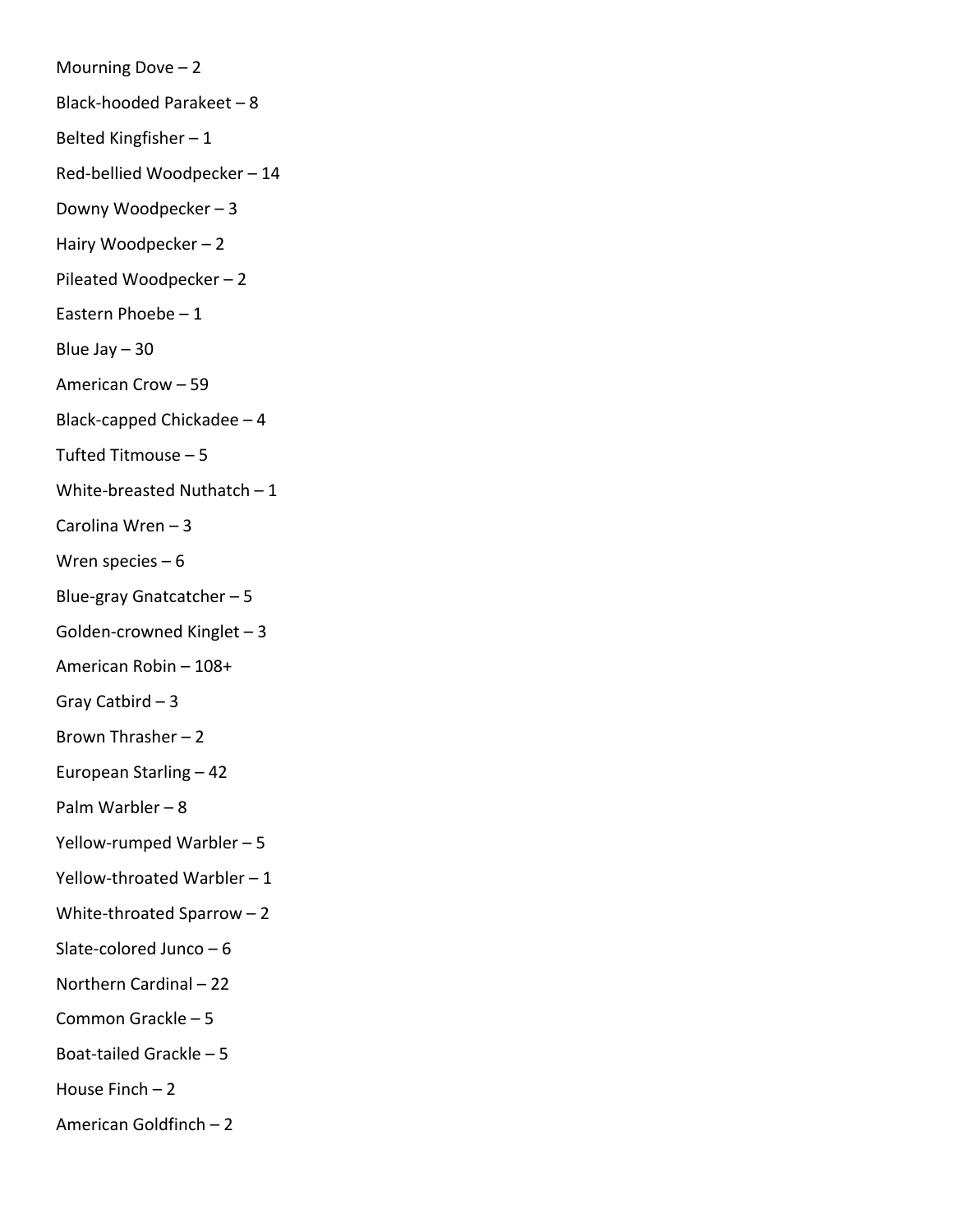Mourning Dove – 2

Black-hooded Parakeet – 8

Belted Kingfisher – 1

Red-bellied Woodpecker – 14

Downy Woodpecker – 3

Hairy Woodpecker – 2

Pileated Woodpecker – 2

Eastern Phoebe – 1

Blue Jay – 30

American Crow – 59

Black-capped Chickadee – 4

Tufted Titmouse – 5

White-breasted Nuthatch – 1

Carolina Wren – 3

Wren species – 6

Blue-gray Gnatcatcher – 5

Golden-crowned Kinglet – 3

American Robin – 108+

Gray Catbird – 3

Brown Thrasher – 2

European Starling – 42

Palm Warbler – 8

Yellow-rumped Warbler – 5

Yellow-throated Warbler – 1

White-throated Sparrow – 2

Slate-colored Junco – 6

Northern Cardinal – 22

Common Grackle – 5

Boat-tailed Grackle – 5

House Finch – 2

American Goldfinch – 2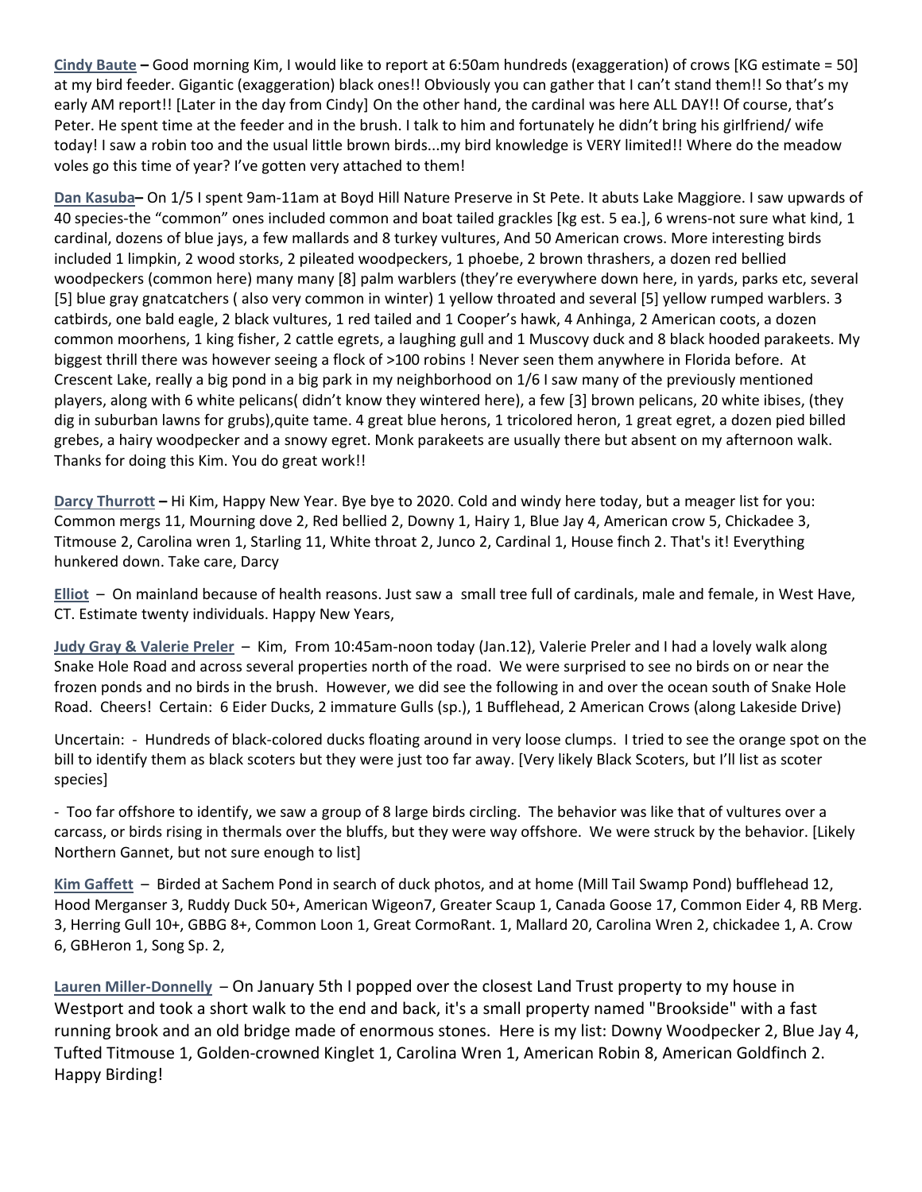**Cindy Baute –** Good morning Kim, I would like to report at 6:50am hundreds (exaggeration) of crows [KG estimate = 50] at my bird feeder. Gigantic (exaggeration) black ones!! Obviously you can gather that I can't stand them!! So that's my early AM report!! [Later in the day from Cindy] On the other hand, the cardinal was here ALL DAY!! Of course, that's Peter. He spent time at the feeder and in the brush. I talk to him and fortunately he didn't bring his girlfriend/ wife today! I saw a robin too and the usual little brown birds...my bird knowledge is VERY limited!! Where do the meadow voles go this time of year? I've gotten very attached to them!

**Dan Kasuba–** On 1/5 I spent 9am-11am at Boyd Hill Nature Preserve in St Pete. It abuts Lake Maggiore. I saw upwards of 40 species-the "common" ones included common and boat tailed grackles [kg est. 5 ea.], 6 wrens-not sure what kind, 1 cardinal, dozens of blue jays, a few mallards and 8 turkey vultures, And 50 American crows. More interesting birds included 1 limpkin, 2 wood storks, 2 pileated woodpeckers, 1 phoebe, 2 brown thrashers, a dozen red bellied woodpeckers (common here) many many [8] palm warblers (they're everywhere down here, in yards, parks etc, several [5] blue gray gnatcatchers ( also very common in winter) 1 yellow throated and several [5] yellow rumped warblers. 3 catbirds, one bald eagle, 2 black vultures, 1 red tailed and 1 Cooper's hawk, 4 Anhinga, 2 American coots, a dozen common moorhens, 1 king fisher, 2 cattle egrets, a laughing gull and 1 Muscovy duck and 8 black hooded parakeets. My biggest thrill there was however seeing a flock of >100 robins ! Never seen them anywhere in Florida before. At Crescent Lake, really a big pond in a big park in my neighborhood on 1/6 I saw many of the previously mentioned players, along with 6 white pelicans( didn't know they wintered here), a few [3] brown pelicans, 20 white ibises, (they dig in suburban lawns for grubs),quite tame. 4 great blue herons, 1 tricolored heron, 1 great egret, a dozen pied billed grebes, a hairy woodpecker and a snowy egret. Monk parakeets are usually there but absent on my afternoon walk. Thanks for doing this Kim. You do great work!!

**Darcy Thurrott –** Hi Kim, Happy New Year. Bye bye to 2020. Cold and windy here today, but a meager list for you: Common mergs 11, Mourning dove 2, Red bellied 2, Downy 1, Hairy 1, Blue Jay 4, American crow 5, Chickadee 3, Titmouse 2, Carolina wren 1, Starling 11, White throat 2, Junco 2, Cardinal 1, House finch 2. That's it! Everything hunkered down. Take care, Darcy

**Elliot** – On mainland because of health reasons. Just saw a small tree full of cardinals, male and female, in West Have, CT. Estimate twenty individuals. Happy New Years,

**Judy Gray & Valerie Preler** – Kim, From 10:45am-noon today (Jan.12), Valerie Preler and I had a lovely walk along Snake Hole Road and across several properties north of the road. We were surprised to see no birds on or near the frozen ponds and no birds in the brush. However, we did see the following in and over the ocean south of Snake Hole Road. Cheers! Certain: 6 Eider Ducks, 2 immature Gulls (sp.), 1 Bufflehead, 2 American Crows (along Lakeside Drive)

Uncertain: - Hundreds of black-colored ducks floating around in very loose clumps. I tried to see the orange spot on the bill to identify them as black scoters but they were just too far away. [Very likely Black Scoters, but I'll list as scoter species]

- Too far offshore to identify, we saw a group of 8 large birds circling. The behavior was like that of vultures over a carcass, or birds rising in thermals over the bluffs, but they were way offshore. We were struck by the behavior. [Likely Northern Gannet, but not sure enough to list]

**Kim Gaffett** – Birded at Sachem Pond in search of duck photos, and at home (Mill Tail Swamp Pond) bufflehead 12, Hood Merganser 3, Ruddy Duck 50+, American Wigeon7, Greater Scaup 1, Canada Goose 17, Common Eider 4, RB Merg. 3, Herring Gull 10+, GBBG 8+, Common Loon 1, Great CormoRant. 1, Mallard 20, Carolina Wren 2, chickadee 1, A. Crow 6, GBHeron 1, Song Sp. 2,

**Lauren Miller-Donnelly** – On January 5th I popped over the closest Land Trust property to my house in Westport and took a short walk to the end and back, it's a small property named "Brookside" with a fast running brook and an old bridge made of enormous stones. Here is my list: Downy Woodpecker 2, Blue Jay 4, Tufted Titmouse 1, Golden-crowned Kinglet 1, Carolina Wren 1, American Robin 8, American Goldfinch 2. Happy Birding!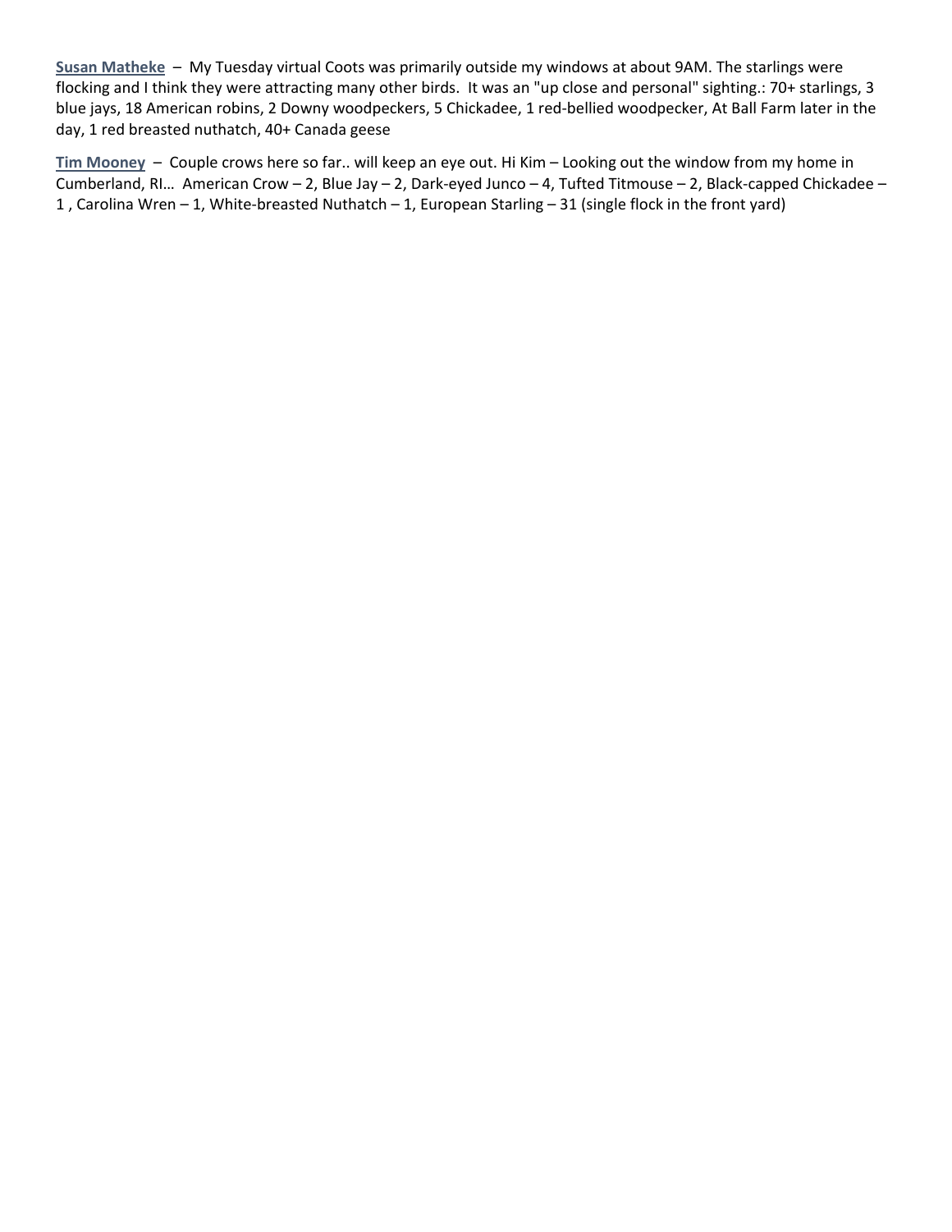**Susan Matheke** – My Tuesday virtual Coots was primarily outside my windows at about 9AM. The starlings were flocking and I think they were attracting many other birds. It was an "up close and personal" sighting.: 70+ starlings, 3 blue jays, 18 American robins, 2 Downy woodpeckers, 5 Chickadee, 1 red-bellied woodpecker, At Ball Farm later in the day, 1 red breasted nuthatch, 40+ Canada geese

**Tim Mooney** – Couple crows here so far.. will keep an eye out. Hi Kim – Looking out the window from my home in Cumberland, RI… American Crow – 2, Blue Jay – 2, Dark-eyed Junco – 4, Tufted Titmouse – 2, Black-capped Chickadee – 1 , Carolina Wren – 1, White-breasted Nuthatch – 1, European Starling – 31 (single flock in the front yard)